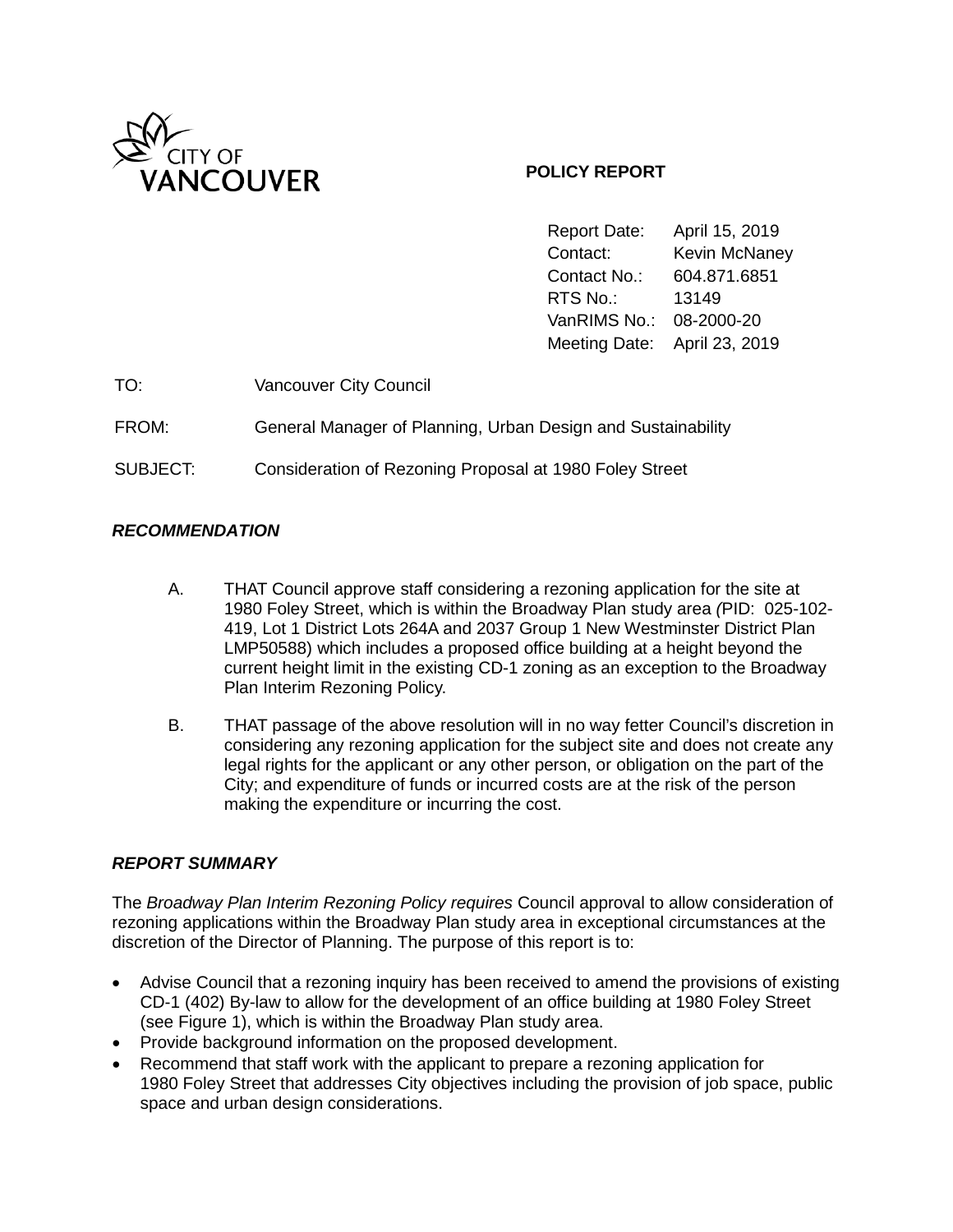CITY OF VANCOUVER

**POLICY REPORT**

| | |
|---|---|
| Report Date: | April 15, 2019 |
| Contact: | Kevin McNaney |
| Contact No.: | 604.871.6851 |
| RTS No.: | 13149 |
| VanRIMS No.: | 08-2000-20 |
| Meeting Date: | April 23, 2019 |

TO: Vancouver City Council

FROM: General Manager of Planning, Urban Design and Sustainability

SUBJECT: Consideration of Rezoning Proposal at 1980 Foley Street

## *RECOMMENDATION*

A. THAT Council approve staff considering a rezoning application for the site at 1980 Foley Street, which is within the Broadway Plan study area *(*PID: 025-102-419, Lot 1 District Lots 264A and 2037 Group 1 New Westminster District Plan LMP50588) which includes a proposed office building at a height beyond the current height limit in the existing CD-1 zoning as an exception to the Broadway Plan Interim Rezoning Policy.

B. THAT passage of the above resolution will in no way fetter Council's discretion in considering any rezoning application for the subject site and does not create any legal rights for the applicant or any other person, or obligation on the part of the City; and expenditure of funds or incurred costs are at the risk of the person making the expenditure or incurring the cost.

## *REPORT SUMMARY*

The *Broadway Plan Interim Rezoning Policy requires* Council approval to allow consideration of rezoning applications within the Broadway Plan study area in exceptional circumstances at the discretion of the Director of Planning. The purpose of this report is to:

- Advise Council that a rezoning inquiry has been received to amend the provisions of existing CD-1 (402) By-law to allow for the development of an office building at 1980 Foley Street (see Figure 1), which is within the Broadway Plan study area.
- Provide background information on the proposed development.
- Recommend that staff work with the applicant to prepare a rezoning application for 1980 Foley Street that addresses City objectives including the provision of job space, public space and urban design considerations.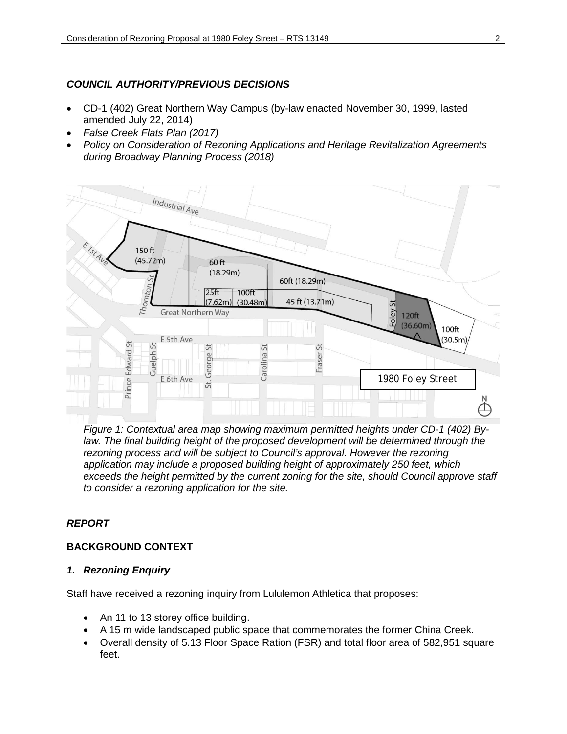## *COUNCIL AUTHORITY/PREVIOUS DECISIONS*

- CD-1 (402) Great Northern Way Campus (by-law enacted November 30, 1999, lasted amended July 22, 2014)
- *False Creek Flats Plan (2017)*
- *Policy on Consideration of Rezoning Applications and Heritage Revitalization Agreements during Broadway Planning Process (2018)*

*Figure 1: Contextual area map showing maximum permitted heights under CD-1 (402) By-law. The final building height of the proposed development will be determined through the rezoning process and will be subject to Council's approval. However the rezoning application may include a proposed building height of approximately 250 feet, which exceeds the height permitted by the current zoning for the site, should Council approve staff to consider a rezoning application for the site.*

## *REPORT*

### BACKGROUND CONTEXT

### *1. Rezoning Enquiry*

Staff have received a rezoning inquiry from Lululemon Athletica that proposes:

- An 11 to 13 storey office building.
- A 15 m wide landscaped public space that commemorates the former China Creek.
- Overall density of 5.13 Floor Space Ration (FSR) and total floor area of 582,951 square feet.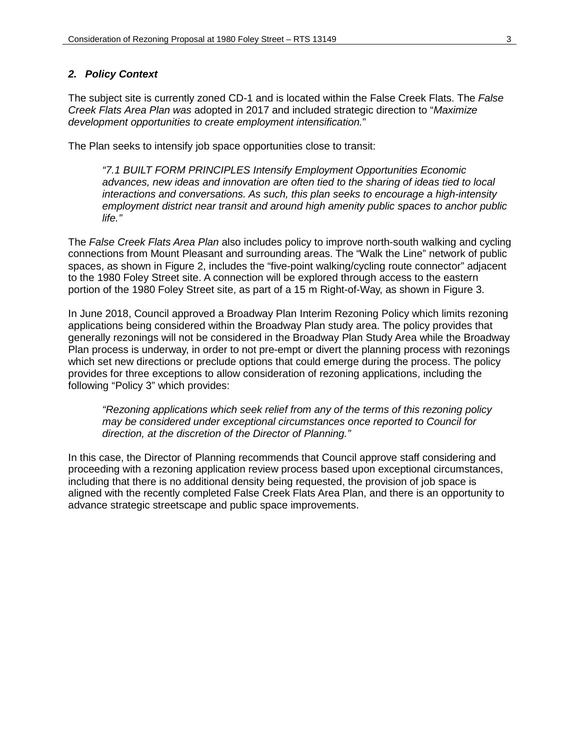### *2. Policy Context*

The subject site is currently zoned CD-1 and is located within the False Creek Flats. The *False Creek Flats Area Plan was* adopted in 2017 and included strategic direction to "*Maximize development opportunities to create employment intensification.*"

The Plan seeks to intensify job space opportunities close to transit:

> *"7.1 BUILT FORM PRINCIPLES Intensify Employment Opportunities Economic advances, new ideas and innovation are often tied to the sharing of ideas tied to local interactions and conversations. As such, this plan seeks to encourage a high-intensity employment district near transit and around high amenity public spaces to anchor public life."*

The *False Creek Flats Area Plan* also includes policy to improve north-south walking and cycling connections from Mount Pleasant and surrounding areas. The "Walk the Line" network of public spaces, as shown in Figure 2, includes the "five-point walking/cycling route connector" adjacent to the 1980 Foley Street site. A connection will be explored through access to the eastern portion of the 1980 Foley Street site, as part of a 15 m Right-of-Way, as shown in Figure 3.

In June 2018, Council approved a Broadway Plan Interim Rezoning Policy which limits rezoning applications being considered within the Broadway Plan study area. The policy provides that generally rezonings will not be considered in the Broadway Plan Study Area while the Broadway Plan process is underway, in order to not pre-empt or divert the planning process with rezonings which set new directions or preclude options that could emerge during the process. The policy provides for three exceptions to allow consideration of rezoning applications, including the following "Policy 3" which provides:

> *"Rezoning applications which seek relief from any of the terms of this rezoning policy may be considered under exceptional circumstances once reported to Council for direction, at the discretion of the Director of Planning."*

In this case, the Director of Planning recommends that Council approve staff considering and proceeding with a rezoning application review process based upon exceptional circumstances, including that there is no additional density being requested, the provision of job space is aligned with the recently completed False Creek Flats Area Plan, and there is an opportunity to advance strategic streetscape and public space improvements.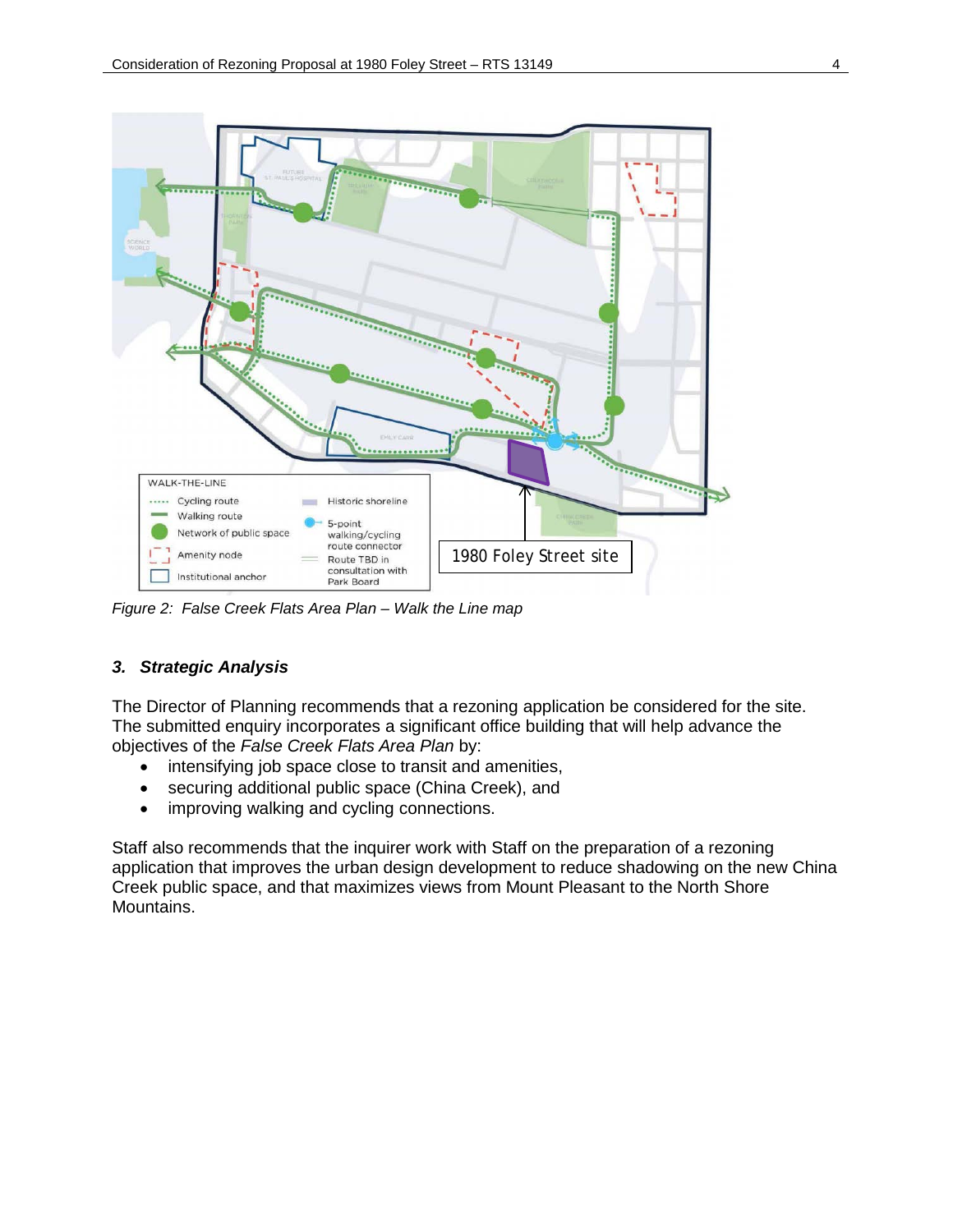*Figure 2: False Creek Flats Area Plan – Walk the Line map*

### *3. Strategic Analysis*

The Director of Planning recommends that a rezoning application be considered for the site. The submitted enquiry incorporates a significant office building that will help advance the objectives of the *False Creek Flats Area Plan* by:

- intensifying job space close to transit and amenities,
- securing additional public space (China Creek), and
- improving walking and cycling connections.

Staff also recommends that the inquirer work with Staff on the preparation of a rezoning application that improves the urban design development to reduce shadowing on the new China Creek public space, and that maximizes views from Mount Pleasant to the North Shore Mountains.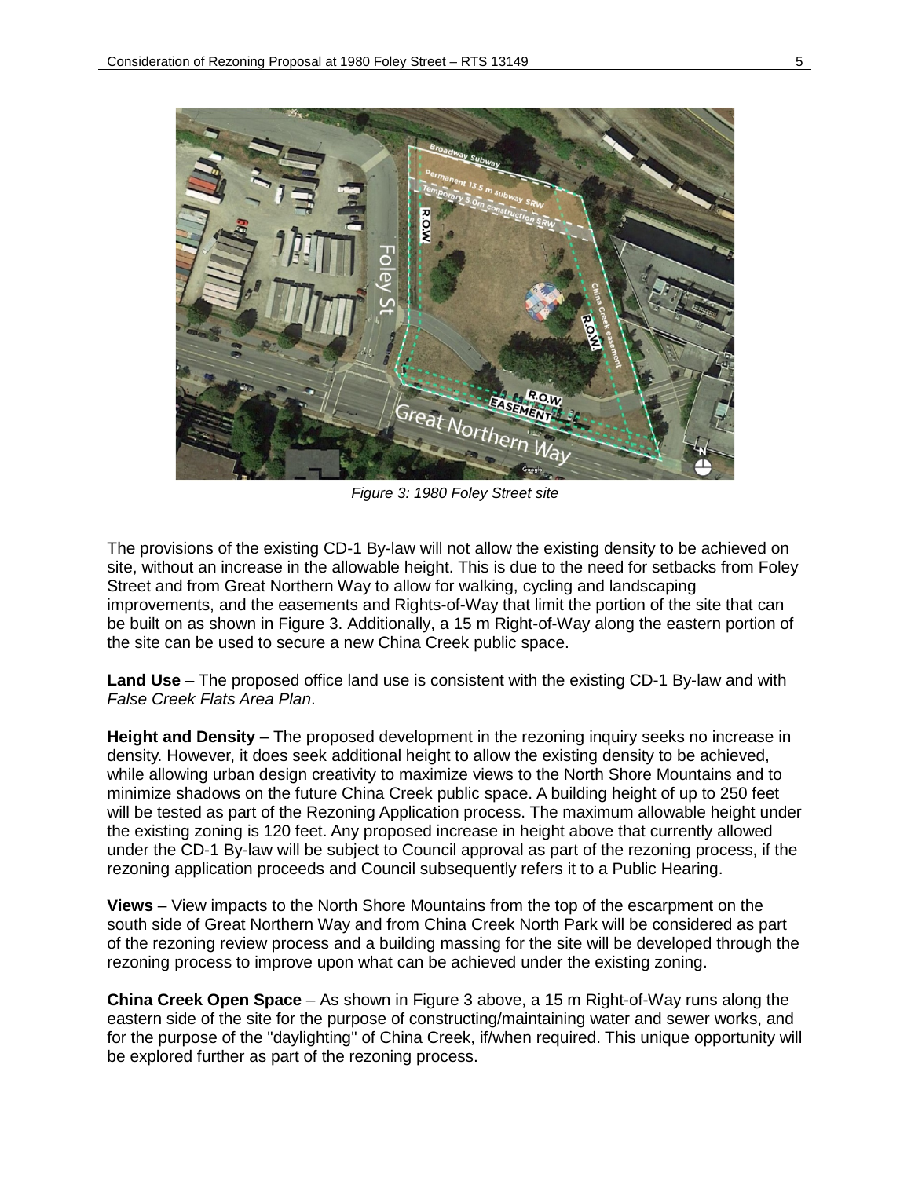*Figure 3: 1980 Foley Street site*

The provisions of the existing CD-1 By-law will not allow the existing density to be achieved on site, without an increase in the allowable height. This is due to the need for setbacks from Foley Street and from Great Northern Way to allow for walking, cycling and landscaping improvements, and the easements and Rights-of-Way that limit the portion of the site that can be built on as shown in Figure 3. Additionally, a 15 m Right-of-Way along the eastern portion of the site can be used to secure a new China Creek public space.

**Land Use** – The proposed office land use is consistent with the existing CD-1 By-law and with *False Creek Flats Area Plan*.

**Height and Density** – The proposed development in the rezoning inquiry seeks no increase in density. However, it does seek additional height to allow the existing density to be achieved, while allowing urban design creativity to maximize views to the North Shore Mountains and to minimize shadows on the future China Creek public space. A building height of up to 250 feet will be tested as part of the Rezoning Application process. The maximum allowable height under the existing zoning is 120 feet. Any proposed increase in height above that currently allowed under the CD-1 By-law will be subject to Council approval as part of the rezoning process, if the rezoning application proceeds and Council subsequently refers it to a Public Hearing.

**Views** – View impacts to the North Shore Mountains from the top of the escarpment on the south side of Great Northern Way and from China Creek North Park will be considered as part of the rezoning review process and a building massing for the site will be developed through the rezoning process to improve upon what can be achieved under the existing zoning.

**China Creek Open Space** – As shown in Figure 3 above, a 15 m Right-of-Way runs along the eastern side of the site for the purpose of constructing/maintaining water and sewer works, and for the purpose of the "daylighting" of China Creek, if/when required. This unique opportunity will be explored further as part of the rezoning process.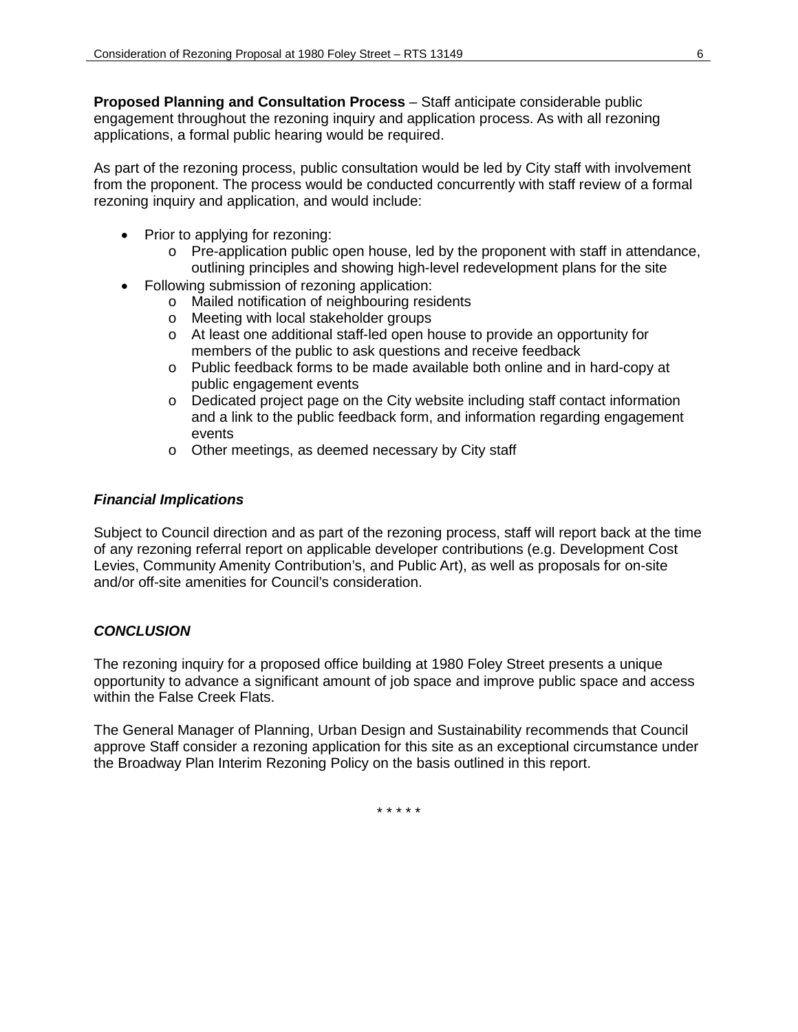**Proposed Planning and Consultation Process** – Staff anticipate considerable public engagement throughout the rezoning inquiry and application process. As with all rezoning applications, a formal public hearing would be required.

As part of the rezoning process, public consultation would be led by City staff with involvement from the proponent. The process would be conducted concurrently with staff review of a formal rezoning inquiry and application, and would include:

- Prior to applying for rezoning:
  - Pre-application public open house, led by the proponent with staff in attendance, outlining principles and showing high-level redevelopment plans for the site
- Following submission of rezoning application:
  - Mailed notification of neighbouring residents
  - Meeting with local stakeholder groups
  - At least one additional staff-led open house to provide an opportunity for members of the public to ask questions and receive feedback
  - Public feedback forms to be made available both online and in hard-copy at public engagement events
  - Dedicated project page on the City website including staff contact information and a link to the public feedback form, and information regarding engagement events
  - Other meetings, as deemed necessary by City staff

### *Financial Implications*

Subject to Council direction and as part of the rezoning process, staff will report back at the time of any rezoning referral report on applicable developer contributions (e.g. Development Cost Levies, Community Amenity Contribution's, and Public Art), as well as proposals for on-site and/or off-site amenities for Council's consideration.

## *CONCLUSION*

The rezoning inquiry for a proposed office building at 1980 Foley Street presents a unique opportunity to advance a significant amount of job space and improve public space and access within the False Creek Flats.

The General Manager of Planning, Urban Design and Sustainability recommends that Council approve Staff consider a rezoning application for this site as an exceptional circumstance under the Broadway Plan Interim Rezoning Policy on the basis outlined in this report.

* * * * *